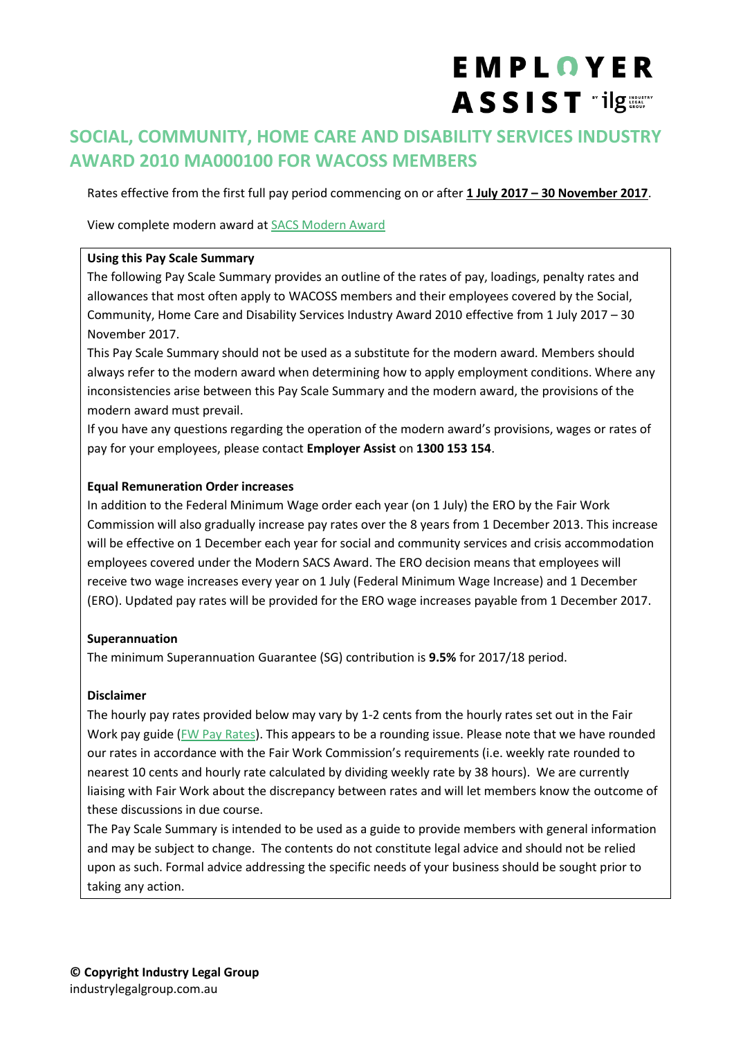# SOCIAL, COMMUNITY, HOME CARE AND DISABILITY SERVICES INDUSTRY AWARD 2010 MA000100 FOR WACOSS MEMBERS

Rates effective from the first full pay period commencing on or after **1 July 2017 – 30 November 2017**.

View complete modern award at [SACS Modern Award]

**Using this Pay Scale Summary**

The following Pay Scale Summary provides an outline of the rates of pay, loadings, penalty rates and allowances that most often apply to WACOSS members and their employees covered by the Social, Community, Home Care and Disability Services Industry Award 2010 effective from 1 July 2017 – 30 November 2017.

This Pay Scale Summary should not be used as a substitute for the modern award. Members should always refer to the modern award when determining how to apply employment conditions. Where any inconsistencies arise between this Pay Scale Summary and the modern award, the provisions of the modern award must prevail.

If you have any questions regarding the operation of the modern award's provisions, wages or rates of pay for your employees, please contact **Employer Assist** on **1300 153 154**.

**Equal Remuneration Order increases**

In addition to the Federal Minimum Wage order each year (on 1 July) the ERO by the Fair Work Commission will also gradually increase pay rates over the 8 years from 1 December 2013. This increase will be effective on 1 December each year for social and community services and crisis accommodation employees covered under the Modern SACS Award. The ERO decision means that employees will receive two wage increases every year on 1 July (Federal Minimum Wage Increase) and 1 December (ERO). Updated pay rates will be provided for the ERO wage increases payable from 1 December 2017.

**Superannuation**

The minimum Superannuation Guarantee (SG) contribution is **9.5%** for 2017/18 period.

**Disclaimer**

The hourly pay rates provided below may vary by 1-2 cents from the hourly rates set out in the Fair Work pay guide ([FW Pay Rates]). This appears to be a rounding issue. Please note that we have rounded our rates in accordance with the Fair Work Commission's requirements (i.e. weekly rate rounded to nearest 10 cents and hourly rate calculated by dividing weekly rate by 38 hours). We are currently liaising with Fair Work about the discrepancy between rates and will let members know the outcome of these discussions in due course.

The Pay Scale Summary is intended to be used as a guide to provide members with general information and may be subject to change. The contents do not constitute legal advice and should not be relied upon as such. Formal advice addressing the specific needs of your business should be sought prior to taking any action.

**© Copyright Industry Legal Group**
industrylegalgroup.com.au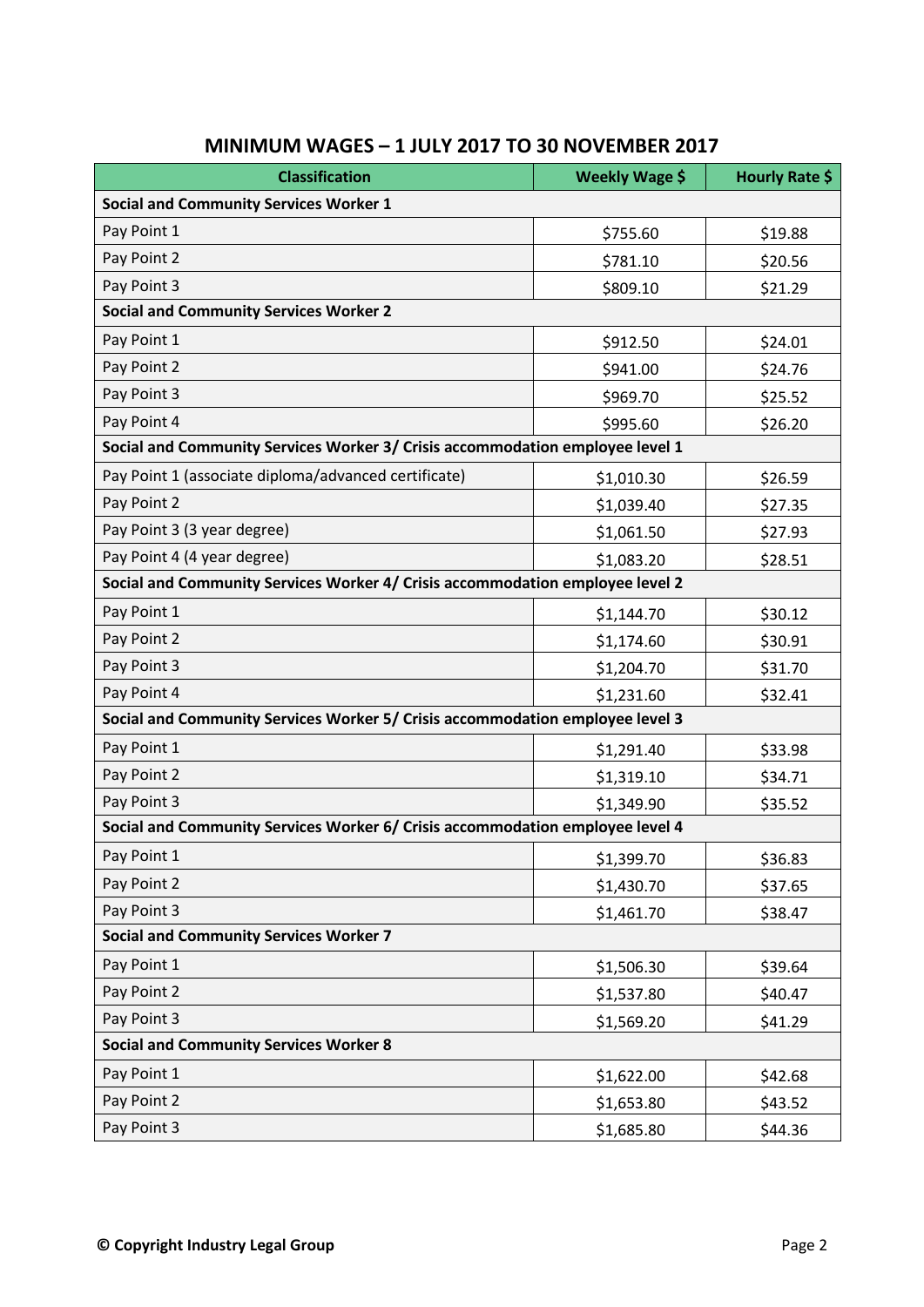## MINIMUM WAGES – 1 JULY 2017 TO 30 NOVEMBER 2017

| Classification | Weekly Wage $ | Hourly Rate $ |
|---|---|---|
| **Social and Community Services Worker 1** | | |
| Pay Point 1 | $755.60 | $19.88 |
| Pay Point 2 | $781.10 | $20.56 |
| Pay Point 3 | $809.10 | $21.29 |
| **Social and Community Services Worker 2** | | |
| Pay Point 1 | $912.50 | $24.01 |
| Pay Point 2 | $941.00 | $24.76 |
| Pay Point 3 | $969.70 | $25.52 |
| Pay Point 4 | $995.60 | $26.20 |
| **Social and Community Services Worker 3/ Crisis accommodation employee level 1** | | |
| Pay Point 1 (associate diploma/advanced certificate) | $1,010.30 | $26.59 |
| Pay Point 2 | $1,039.40 | $27.35 |
| Pay Point 3 (3 year degree) | $1,061.50 | $27.93 |
| Pay Point 4 (4 year degree) | $1,083.20 | $28.51 |
| **Social and Community Services Worker 4/ Crisis accommodation employee level 2** | | |
| Pay Point 1 | $1,144.70 | $30.12 |
| Pay Point 2 | $1,174.60 | $30.91 |
| Pay Point 3 | $1,204.70 | $31.70 |
| Pay Point 4 | $1,231.60 | $32.41 |
| **Social and Community Services Worker 5/ Crisis accommodation employee level 3** | | |
| Pay Point 1 | $1,291.40 | $33.98 |
| Pay Point 2 | $1,319.10 | $34.71 |
| Pay Point 3 | $1,349.90 | $35.52 |
| **Social and Community Services Worker 6/ Crisis accommodation employee level 4** | | |
| Pay Point 1 | $1,399.70 | $36.83 |
| Pay Point 2 | $1,430.70 | $37.65 |
| Pay Point 3 | $1,461.70 | $38.47 |
| **Social and Community Services Worker 7** | | |
| Pay Point 1 | $1,506.30 | $39.64 |
| Pay Point 2 | $1,537.80 | $40.47 |
| Pay Point 3 | $1,569.20 | $41.29 |
| **Social and Community Services Worker 8** | | |
| Pay Point 1 | $1,622.00 | $42.68 |
| Pay Point 2 | $1,653.80 | $43.52 |
| Pay Point 3 | $1,685.80 | $44.36 |

**© Copyright Industry Legal Group**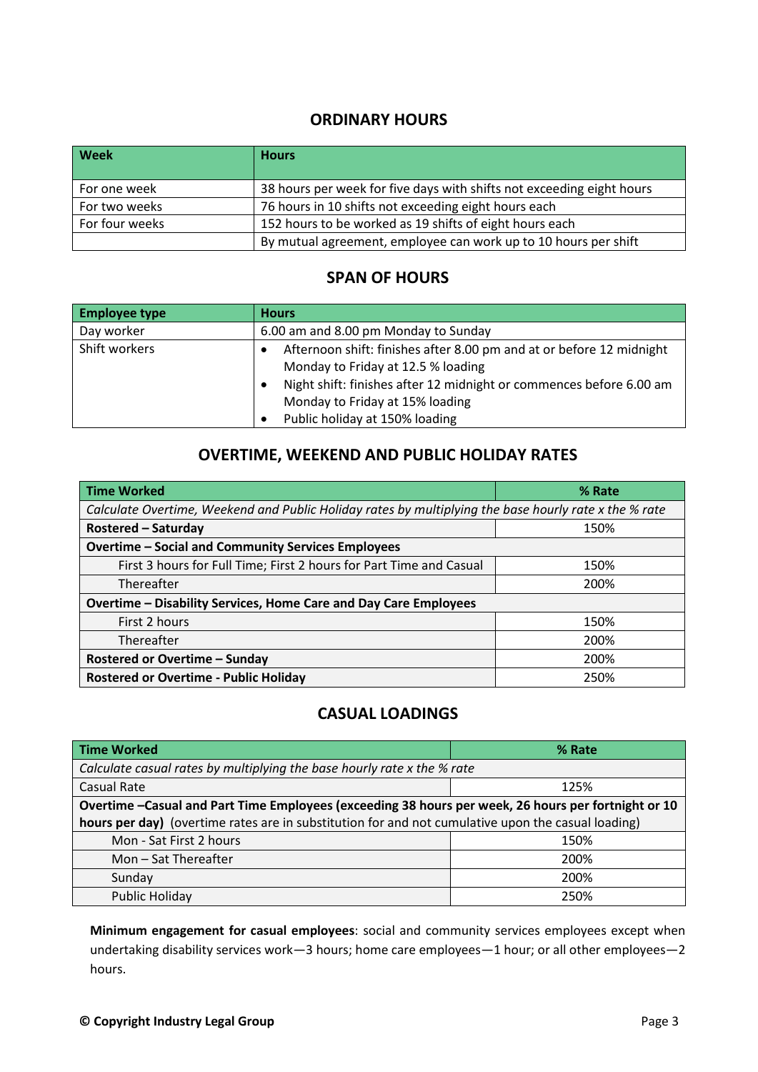## ORDINARY HOURS

| Week | Hours |
|---|---|
| For one week | 38 hours per week for five days with shifts not exceeding eight hours |
| For two weeks | 76 hours in 10 shifts not exceeding eight hours each |
| For four weeks | 152 hours to be worked as 19 shifts of eight hours each |
| | By mutual agreement, employee can work up to 10 hours per shift |

## SPAN OF HOURS

| Employee type | Hours |
|---|---|
| Day worker | 6.00 am and 8.00 pm Monday to Sunday |
| Shift workers | • Afternoon shift: finishes after 8.00 pm and at or before 12 midnight Monday to Friday at 12.5 % loading<br>• Night shift: finishes after 12 midnight or commences before 6.00 am Monday to Friday at 15% loading<br>• Public holiday at 150% loading |

## OVERTIME, WEEKEND AND PUBLIC HOLIDAY RATES

| Time Worked | % Rate |
|---|---|
| *Calculate Overtime, Weekend and Public Holiday rates by multiplying the base hourly rate x the % rate* | |
| **Rostered – Saturday** | 150% |
| **Overtime – Social and Community Services Employees** | |
| First 3 hours for Full Time; First 2 hours for Part Time and Casual | 150% |
| Thereafter | 200% |
| **Overtime – Disability Services, Home Care and Day Care Employees** | |
| First 2 hours | 150% |
| Thereafter | 200% |
| **Rostered or Overtime – Sunday** | 200% |
| **Rostered or Overtime - Public Holiday** | 250% |

## CASUAL LOADINGS

| Time Worked | % Rate |
|---|---|
| *Calculate casual rates by multiplying the base hourly rate x the % rate* | |
| Casual Rate | 125% |
| **Overtime –Casual and Part Time Employees (exceeding 38 hours per week, 26 hours per fortnight or 10 hours per day)** (overtime rates are in substitution for and not cumulative upon the casual loading) | |
| Mon - Sat First 2 hours | 150% |
| Mon – Sat Thereafter | 200% |
| Sunday | 200% |
| Public Holiday | 250% |

**Minimum engagement for casual employees**: social and community services employees except when undertaking disability services work—3 hours; home care employees—1 hour; or all other employees—2 hours.

**© Copyright Industry Legal Group**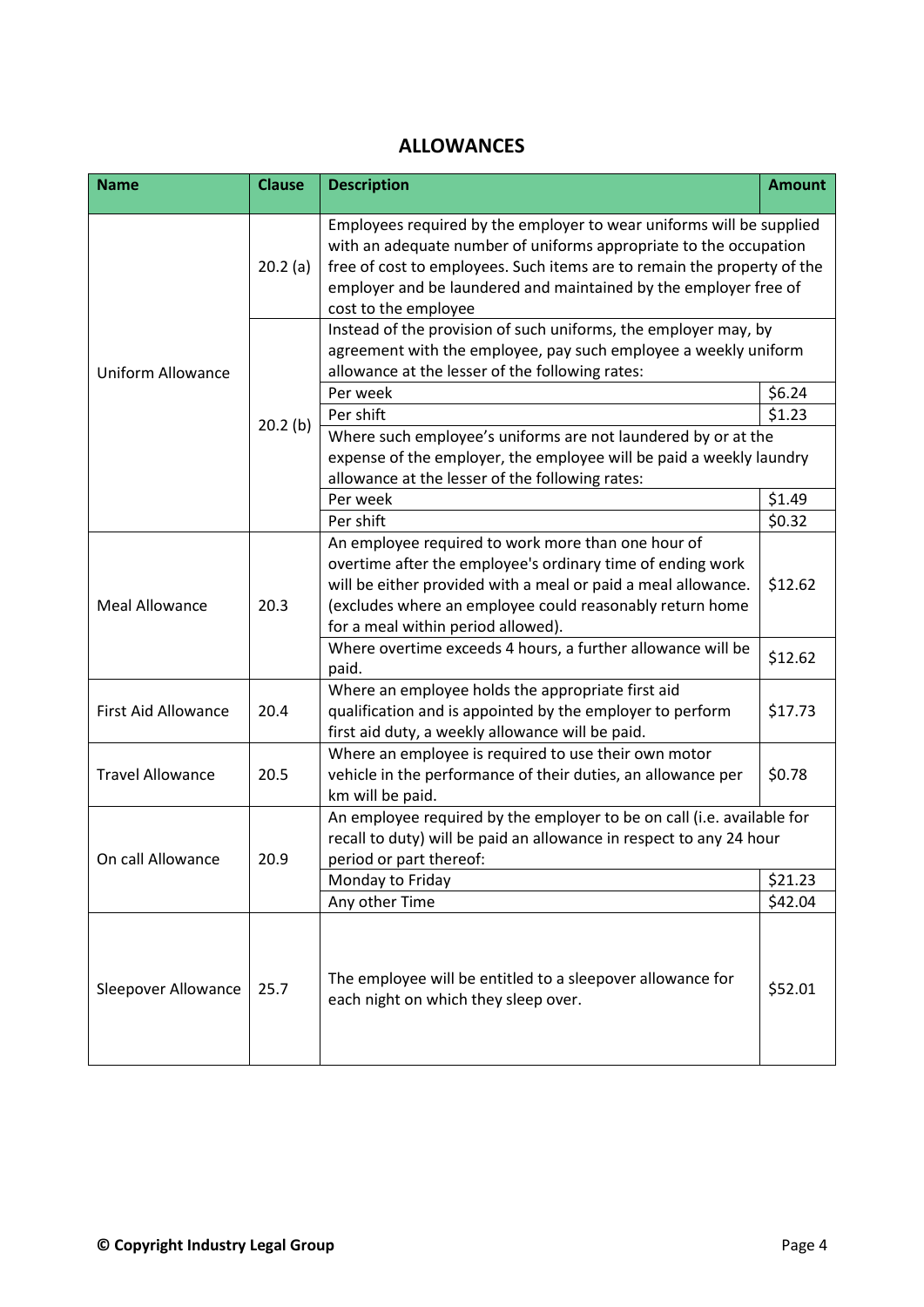## ALLOWANCES

| Name | Clause | Description | Amount |
| --- | --- | --- | --- |
| Uniform Allowance | 20.2 (a) | Employees required by the employer to wear uniforms will be supplied with an adequate number of uniforms appropriate to the occupation free of cost to employees. Such items are to remain the property of the employer and be laundered and maintained by the employer free of cost to the employee | |
| | 20.2 (b) | Instead of the provision of such uniforms, the employer may, by agreement with the employee, pay such employee a weekly uniform allowance at the lesser of the following rates: | |
| | | Per week | $6.24 |
| | | Per shift | $1.23 |
| | | Where such employee's uniforms are not laundered by or at the expense of the employer, the employee will be paid a weekly laundry allowance at the lesser of the following rates: | |
| | | Per week | $1.49 |
| | | Per shift | $0.32 |
| Meal Allowance | 20.3 | An employee required to work more than one hour of overtime after the employee's ordinary time of ending work will be either provided with a meal or paid a meal allowance. (excludes where an employee could reasonably return home for a meal within period allowed). | $12.62 |
| | | Where overtime exceeds 4 hours, a further allowance will be paid. | $12.62 |
| First Aid Allowance | 20.4 | Where an employee holds the appropriate first aid qualification and is appointed by the employer to perform first aid duty, a weekly allowance will be paid. | $17.73 |
| Travel Allowance | 20.5 | Where an employee is required to use their own motor vehicle in the performance of their duties, an allowance per km will be paid. | $0.78 |
| On call Allowance | 20.9 | An employee required by the employer to be on call (i.e. available for recall to duty) will be paid an allowance in respect to any 24 hour period or part thereof: | |
| | | Monday to Friday | $21.23 |
| | | Any other Time | $42.04 |
| Sleepover Allowance | 25.7 | The employee will be entitled to a sleepover allowance for each night on which they sleep over. | $52.01 |

**© Copyright Industry Legal Group**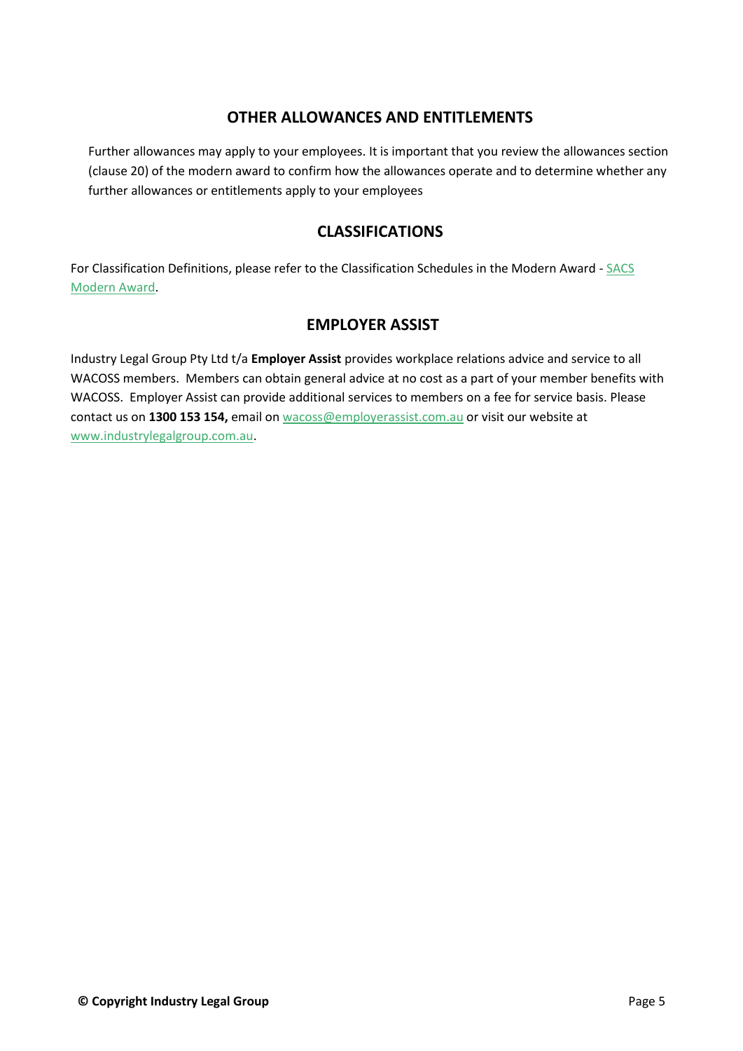## OTHER ALLOWANCES AND ENTITLEMENTS

Further allowances may apply to your employees. It is important that you review the allowances section (clause 20) of the modern award to confirm how the allowances operate and to determine whether any further allowances or entitlements apply to your employees

## CLASSIFICATIONS

For Classification Definitions, please refer to the Classification Schedules in the Modern Award - SACS Modern Award.

## EMPLOYER ASSIST

Industry Legal Group Pty Ltd t/a **Employer Assist** provides workplace relations advice and service to all WACOSS members. Members can obtain general advice at no cost as a part of your member benefits with WACOSS. Employer Assist can provide additional services to members on a fee for service basis. Please contact us on **1300 153 154,** email on wacoss@employerassist.com.au or visit our website at www.industrylegalgroup.com.au.